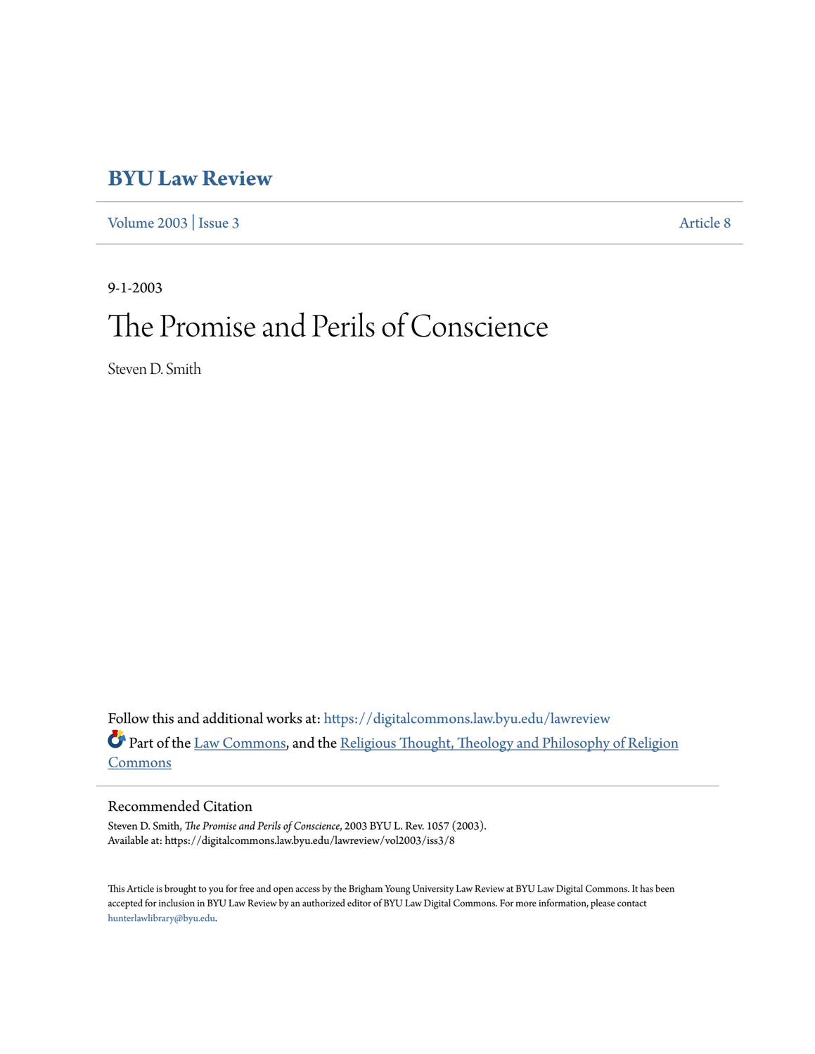# BYU Law Review

Volume 2003 | Issue 3 Article 8

9-1-2003

# The Promise and Perils of Conscience

Steven D. Smith

Follow this and additional works at: https://digitalcommons.law.byu.edu/lawreview

Part of the Law Commons, and the Religious Thought, Theology and Philosophy of Religion Commons

## Recommended Citation

Steven D. Smith, *The Promise and Perils of Conscience*, 2003 BYU L. Rev. 1057 (2003).
Available at: https://digitalcommons.law.byu.edu/lawreview/vol2003/iss3/8

This Article is brought to you for free and open access by the Brigham Young University Law Review at BYU Law Digital Commons. It has been accepted for inclusion in BYU Law Review by an authorized editor of BYU Law Digital Commons. For more information, please contact hunterlawlibrary@byu.edu.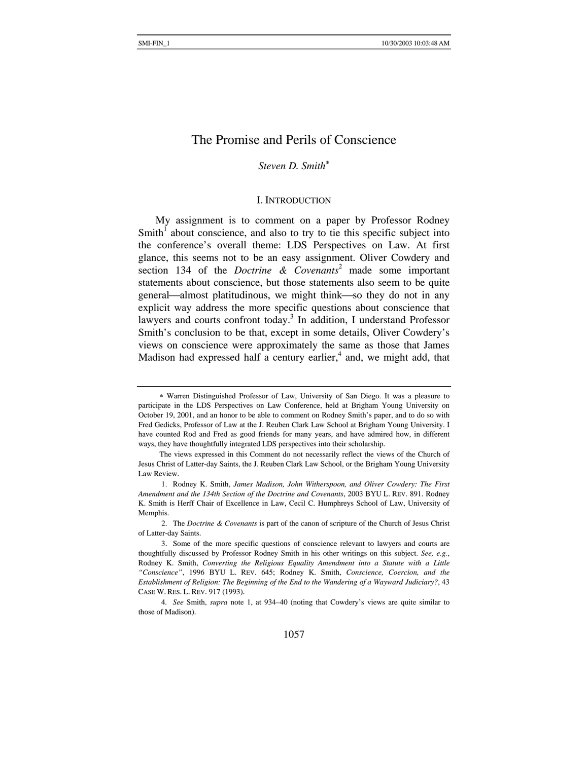# The Promise and Perils of Conscience

*Steven D. Smith*[∗]

## I. INTRODUCTION

My assignment is to comment on a paper by Professor Rodney Smith[1] about conscience, and also to try to tie this specific subject into the conference's overall theme: LDS Perspectives on Law. At first glance, this seems not to be an easy assignment. Oliver Cowdery and section 134 of the *Doctrine & Covenants*[2] made some important statements about conscience, but those statements also seem to be quite general—almost platitudinous, we might think—so they do not in any explicit way address the more specific questions about conscience that lawyers and courts confront today.[3] In addition, I understand Professor Smith's conclusion to be that, except in some details, Oliver Cowdery's views on conscience were approximately the same as those that James Madison had expressed half a century earlier,[4] and, we might add, that

---

∗ Warren Distinguished Professor of Law, University of San Diego. It was a pleasure to participate in the LDS Perspectives on Law Conference, held at Brigham Young University on October 19, 2001, and an honor to be able to comment on Rodney Smith's paper, and to do so with Fred Gedicks, Professor of Law at the J. Reuben Clark Law School at Brigham Young University. I have counted Rod and Fred as good friends for many years, and have admired how, in different ways, they have thoughtfully integrated LDS perspectives into their scholarship.

The views expressed in this Comment do not necessarily reflect the views of the Church of Jesus Christ of Latter-day Saints, the J. Reuben Clark Law School, or the Brigham Young University Law Review.

1. Rodney K. Smith, *James Madison, John Witherspoon, and Oliver Cowdery: The First Amendment and the 134th Section of the Doctrine and Covenants*, 2003 BYU L. REV. 891. Rodney K. Smith is Herff Chair of Excellence in Law, Cecil C. Humphreys School of Law, University of Memphis.

2. The *Doctrine & Covenants* is part of the canon of scripture of the Church of Jesus Christ of Latter-day Saints.

3. Some of the more specific questions of conscience relevant to lawyers and courts are thoughtfully discussed by Professor Rodney Smith in his other writings on this subject. *See, e.g.*, Rodney K. Smith, *Converting the Religious Equality Amendment into a Statute with a Little "Conscience"*, 1996 BYU L. REV. 645; Rodney K. Smith, *Conscience, Coercion, and the Establishment of Religion: The Beginning of the End to the Wandering of a Wayward Judiciary?*, 43 CASE W. RES. L. REV. 917 (1993).

4. *See* Smith, *supra* note 1, at 934–40 (noting that Cowdery's views are quite similar to those of Madison).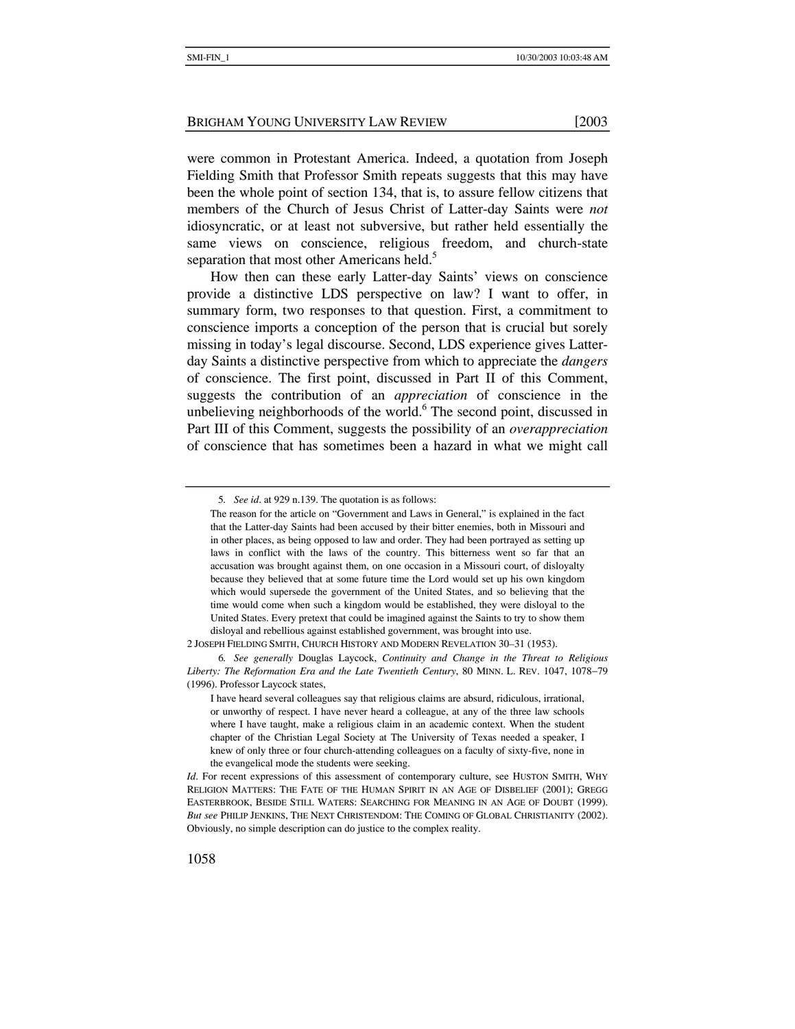were common in Protestant America. Indeed, a quotation from Joseph Fielding Smith that Professor Smith repeats suggests that this may have been the whole point of section 134, that is, to assure fellow citizens that members of the Church of Jesus Christ of Latter-day Saints were *not* idiosyncratic, or at least not subversive, but rather held essentially the same views on conscience, religious freedom, and church-state separation that most other Americans held.[5]

How then can these early Latter-day Saints' views on conscience provide a distinctive LDS perspective on law? I want to offer, in summary form, two responses to that question. First, a commitment to conscience imports a conception of the person that is crucial but sorely missing in today's legal discourse. Second, LDS experience gives Latter-day Saints a distinctive perspective from which to appreciate the *dangers* of conscience. The first point, discussed in Part II of this Comment, suggests the contribution of an *appreciation* of conscience in the unbelieving neighborhoods of the world.[6] The second point, discussed in Part III of this Comment, suggests the possibility of an *overappreciation* of conscience that has sometimes been a hazard in what we might call

---

5. *See id*. at 929 n.139. The quotation is as follows:

> The reason for the article on "Government and Laws in General," is explained in the fact that the Latter-day Saints had been accused by their bitter enemies, both in Missouri and in other places, as being opposed to law and order. They had been portrayed as setting up laws in conflict with the laws of the country. This bitterness went so far that an accusation was brought against them, on one occasion in a Missouri court, of disloyalty because they believed that at some future time the Lord would set up his own kingdom which would supersede the government of the United States, and so believing that the time would come when such a kingdom would be established, they were disloyal to the United States. Every pretext that could be imagined against the Saints to try to show them disloyal and rebellious against established government, was brought into use.

2 JOSEPH FIELDING SMITH, CHURCH HISTORY AND MODERN REVELATION 30–31 (1953).

6. *See generally* Douglas Laycock, *Continuity and Change in the Threat to Religious Liberty: The Reformation Era and the Late Twentieth Century*, 80 MINN. L. REV. 1047, 1078–79 (1996). Professor Laycock states,

> I have heard several colleagues say that religious claims are absurd, ridiculous, irrational, or unworthy of respect. I have never heard a colleague, at any of the three law schools where I have taught, make a religious claim in an academic context. When the student chapter of the Christian Legal Society at The University of Texas needed a speaker, I knew of only three or four church-attending colleagues on a faculty of sixty-five, none in the evangelical mode the students were seeking.

*Id*. For recent expressions of this assessment of contemporary culture, see HUSTON SMITH, WHY RELIGION MATTERS: THE FATE OF THE HUMAN SPIRIT IN AN AGE OF DISBELIEF (2001); GREGG EASTERBROOK, BESIDE STILL WATERS: SEARCHING FOR MEANING IN AN AGE OF DOUBT (1999). *But see* PHILIP JENKINS, THE NEXT CHRISTENDOM: THE COMING OF GLOBAL CHRISTIANITY (2002). Obviously, no simple description can do justice to the complex reality.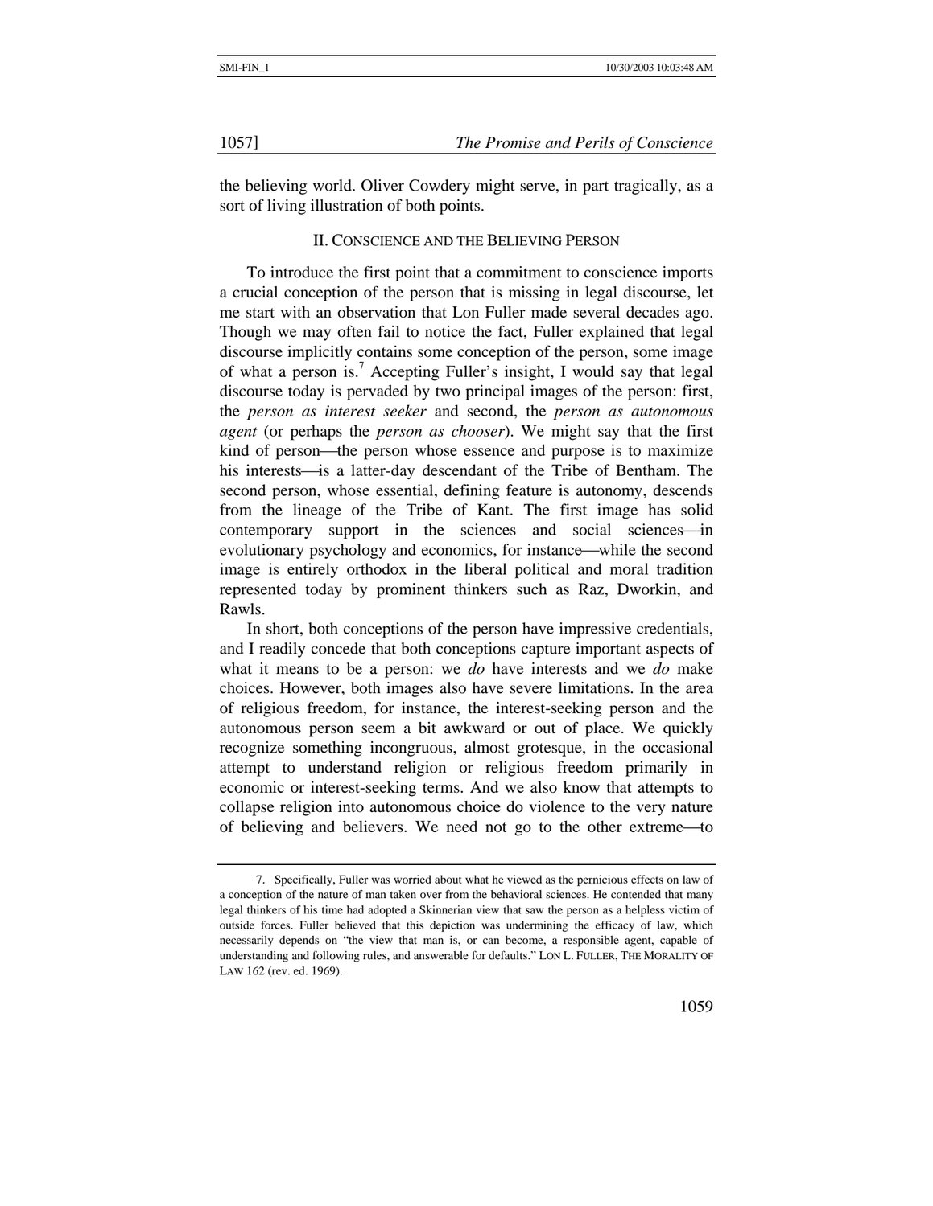the believing world. Oliver Cowdery might serve, in part tragically, as a sort of living illustration of both points.

## II. CONSCIENCE AND THE BELIEVING PERSON

To introduce the first point that a commitment to conscience imports a crucial conception of the person that is missing in legal discourse, let me start with an observation that Lon Fuller made several decades ago. Though we may often fail to notice the fact, Fuller explained that legal discourse implicitly contains some conception of the person, some image of what a person is.[7] Accepting Fuller's insight, I would say that legal discourse today is pervaded by two principal images of the person: first, the *person as interest seeker* and second, the *person as autonomous agent* (or perhaps the *person as chooser*). We might say that the first kind of person—the person whose essence and purpose is to maximize his interests—is a latter-day descendant of the Tribe of Bentham. The second person, whose essential, defining feature is autonomy, descends from the lineage of the Tribe of Kant. The first image has solid contemporary support in the sciences and social sciences—in evolutionary psychology and economics, for instance—while the second image is entirely orthodox in the liberal political and moral tradition represented today by prominent thinkers such as Raz, Dworkin, and Rawls.

In short, both conceptions of the person have impressive credentials, and I readily concede that both conceptions capture important aspects of what it means to be a person: we *do* have interests and we *do* make choices. However, both images also have severe limitations. In the area of religious freedom, for instance, the interest-seeking person and the autonomous person seem a bit awkward or out of place. We quickly recognize something incongruous, almost grotesque, in the occasional attempt to understand religion or religious freedom primarily in economic or interest-seeking terms. And we also know that attempts to collapse religion into autonomous choice do violence to the very nature of believing and believers. We need not go to the other extreme—to

---

7. Specifically, Fuller was worried about what he viewed as the pernicious effects on law of a conception of the nature of man taken over from the behavioral sciences. He contended that many legal thinkers of his time had adopted a Skinnerian view that saw the person as a helpless victim of outside forces. Fuller believed that this depiction was undermining the efficacy of law, which necessarily depends on "the view that man is, or can become, a responsible agent, capable of understanding and following rules, and answerable for defaults." LON L. FULLER, THE MORALITY OF LAW 162 (rev. ed. 1969).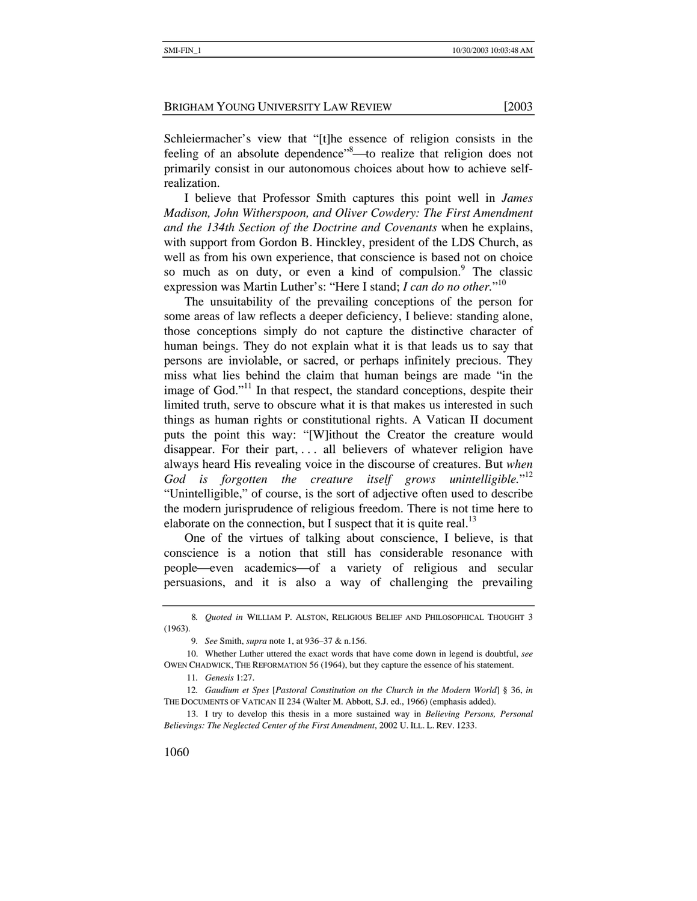Schleiermacher's view that "[t]he essence of religion consists in the feeling of an absolute dependence"[8]—to realize that religion does not primarily consist in our autonomous choices about how to achieve self-realization.

I believe that Professor Smith captures this point well in *James Madison, John Witherspoon, and Oliver Cowdery: The First Amendment and the 134th Section of the Doctrine and Covenants* when he explains, with support from Gordon B. Hinckley, president of the LDS Church, as well as from his own experience, that conscience is based not on choice so much as on duty, or even a kind of compulsion.[9] The classic expression was Martin Luther's: "Here I stand; *I can do no other.*"[10]

The unsuitability of the prevailing conceptions of the person for some areas of law reflects a deeper deficiency, I believe: standing alone, those conceptions simply do not capture the distinctive character of human beings. They do not explain what it is that leads us to say that persons are inviolable, or sacred, or perhaps infinitely precious. They miss what lies behind the claim that human beings are made "in the image of God."[11] In that respect, the standard conceptions, despite their limited truth, serve to obscure what it is that makes us interested in such things as human rights or constitutional rights. A Vatican II document puts the point this way: "[W]ithout the Creator the creature would disappear. For their part, . . . all believers of whatever religion have always heard His revealing voice in the discourse of creatures. But *when God is forgotten the creature itself grows unintelligible.*"[12] "Unintelligible," of course, is the sort of adjective often used to describe the modern jurisprudence of religious freedom. There is not time here to elaborate on the connection, but I suspect that it is quite real.[13]

One of the virtues of talking about conscience, I believe, is that conscience is a notion that still has considerable resonance with people—even academics—of a variety of religious and secular persuasions, and it is also a way of challenging the prevailing

---

8. *Quoted in* WILLIAM P. ALSTON, RELIGIOUS BELIEF AND PHILOSOPHICAL THOUGHT 3 (1963).

9. *See* Smith, *supra* note 1, at 936–37 & n.156.

10. Whether Luther uttered the exact words that have come down in legend is doubtful, *see* OWEN CHADWICK, THE REFORMATION 56 (1964), but they capture the essence of his statement.

11. *Genesis* 1:27.

12. *Gaudium et Spes* [*Pastoral Constitution on the Church in the Modern World*] § 36, *in* THE DOCUMENTS OF VATICAN II 234 (Walter M. Abbott, S.J. ed., 1966) (emphasis added).

13. I try to develop this thesis in a more sustained way in *Believing Persons, Personal Believings: The Neglected Center of the First Amendment*, 2002 U. ILL. L. REV. 1233.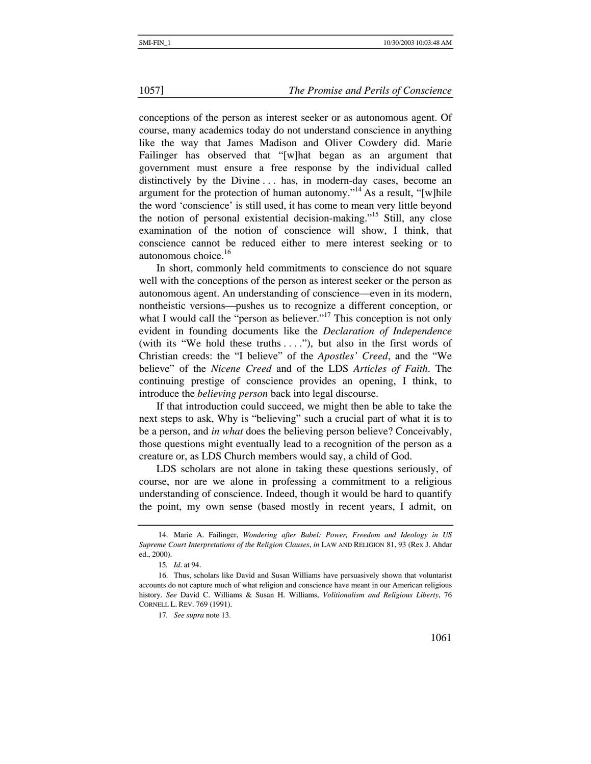conceptions of the person as interest seeker or as autonomous agent. Of course, many academics today do not understand conscience in anything like the way that James Madison and Oliver Cowdery did. Marie Failinger has observed that "[w]hat began as an argument that government must ensure a free response by the individual called distinctively by the Divine . . . has, in modern-day cases, become an argument for the protection of human autonomy."[14] As a result, "[w]hile the word 'conscience' is still used, it has come to mean very little beyond the notion of personal existential decision-making."[15] Still, any close examination of the notion of conscience will show, I think, that conscience cannot be reduced either to mere interest seeking or to autonomous choice.[16]

In short, commonly held commitments to conscience do not square well with the conceptions of the person as interest seeker or the person as autonomous agent. An understanding of conscience—even in its modern, nontheistic versions—pushes us to recognize a different conception, or what I would call the "person as believer."[17] This conception is not only evident in founding documents like the *Declaration of Independence* (with its "We hold these truths . . . ."), but also in the first words of Christian creeds: the "I believe" of the *Apostles' Creed*, and the "We believe" of the *Nicene Creed* and of the LDS *Articles of Faith*. The continuing prestige of conscience provides an opening, I think, to introduce the *believing person* back into legal discourse.

If that introduction could succeed, we might then be able to take the next steps to ask, Why is "believing" such a crucial part of what it is to be a person, and *in what* does the believing person believe? Conceivably, those questions might eventually lead to a recognition of the person as a creature or, as LDS Church members would say, a child of God.

LDS scholars are not alone in taking these questions seriously, of course, nor are we alone in professing a commitment to a religious understanding of conscience. Indeed, though it would be hard to quantify the point, my own sense (based mostly in recent years, I admit, on

---

14. Marie A. Failinger, *Wondering after Babel: Power, Freedom and Ideology in US Supreme Court Interpretations of the Religion Clauses*, *in* LAW AND RELIGION 81, 93 (Rex J. Ahdar ed., 2000).

15. *Id.* at 94.

16. Thus, scholars like David and Susan Williams have persuasively shown that voluntarist accounts do not capture much of what religion and conscience have meant in our American religious history. *See* David C. Williams & Susan H. Williams, *Volitionalism and Religious Liberty*, 76 CORNELL L. REV. 769 (1991).

17. *See supra* note 13.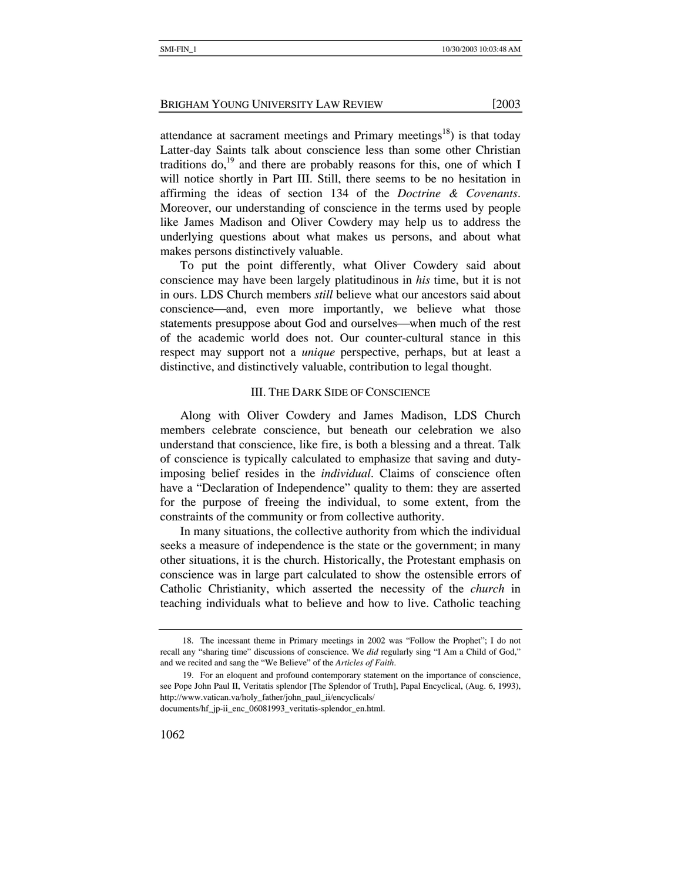attendance at sacrament meetings and Primary meetings[18]) is that today Latter-day Saints talk about conscience less than some other Christian traditions do,[19] and there are probably reasons for this, one of which I will notice shortly in Part III. Still, there seems to be no hesitation in affirming the ideas of section 134 of the *Doctrine & Covenants*. Moreover, our understanding of conscience in the terms used by people like James Madison and Oliver Cowdery may help us to address the underlying questions about what makes us persons, and about what makes persons distinctively valuable.

To put the point differently, what Oliver Cowdery said about conscience may have been largely platitudinous in *his* time, but it is not in ours. LDS Church members *still* believe what our ancestors said about conscience—and, even more importantly, we believe what those statements presuppose about God and ourselves—when much of the rest of the academic world does not. Our counter-cultural stance in this respect may support not a *unique* perspective, perhaps, but at least a distinctive, and distinctively valuable, contribution to legal thought.

## III. The Dark Side of Conscience

Along with Oliver Cowdery and James Madison, LDS Church members celebrate conscience, but beneath our celebration we also understand that conscience, like fire, is both a blessing and a threat. Talk of conscience is typically calculated to emphasize that saving and duty-imposing belief resides in the *individual*. Claims of conscience often have a "Declaration of Independence" quality to them: they are asserted for the purpose of freeing the individual, to some extent, from the constraints of the community or from collective authority.

In many situations, the collective authority from which the individual seeks a measure of independence is the state or the government; in many other situations, it is the church. Historically, the Protestant emphasis on conscience was in large part calculated to show the ostensible errors of Catholic Christianity, which asserted the necessity of the *church* in teaching individuals what to believe and how to live. Catholic teaching

---

18. The incessant theme in Primary meetings in 2002 was "Follow the Prophet"; I do not recall any "sharing time" discussions of conscience. We *did* regularly sing "I Am a Child of God," and we recited and sang the "We Believe" of the *Articles of Faith*.

19. For an eloquent and profound contemporary statement on the importance of conscience, see Pope John Paul II, Veritatis splendor [The Splendor of Truth], Papal Encyclical, (Aug. 6, 1993), http://www.vatican.va/holy_father/john_paul_ii/encyclicals/documents/hf_jp-ii_enc_06081993_veritatis-splendor_en.html.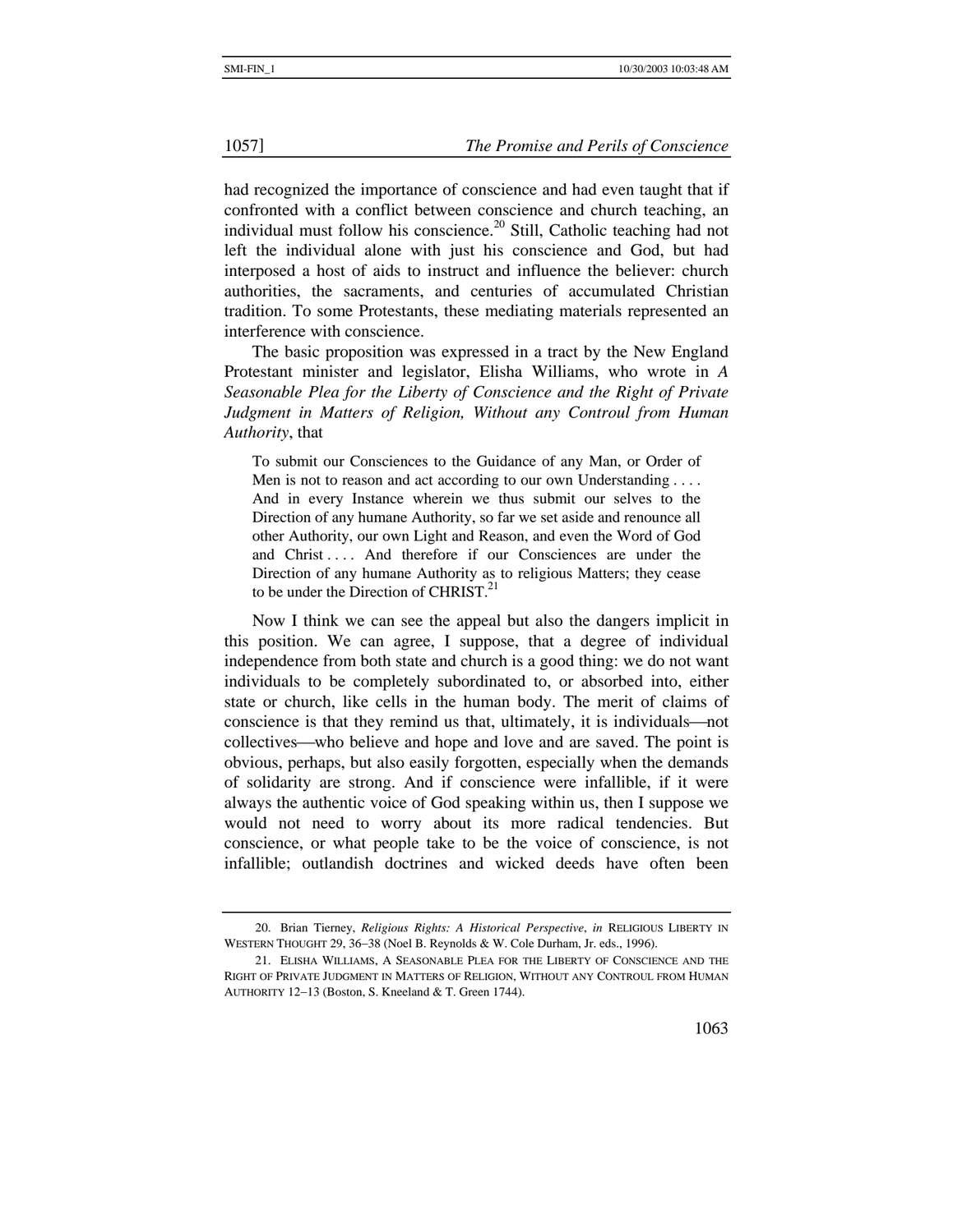had recognized the importance of conscience and had even taught that if confronted with a conflict between conscience and church teaching, an individual must follow his conscience.[20] Still, Catholic teaching had not left the individual alone with just his conscience and God, but had interposed a host of aids to instruct and influence the believer: church authorities, the sacraments, and centuries of accumulated Christian tradition. To some Protestants, these mediating materials represented an interference with conscience.

The basic proposition was expressed in a tract by the New England Protestant minister and legislator, Elisha Williams, who wrote in *A Seasonable Plea for the Liberty of Conscience and the Right of Private Judgment in Matters of Religion, Without any Controul from Human Authority*, that

> To submit our Consciences to the Guidance of any Man, or Order of Men is not to reason and act according to our own Understanding . . . . And in every Instance wherein we thus submit our selves to the Direction of any humane Authority, so far we set aside and renounce all other Authority, our own Light and Reason, and even the Word of God and Christ . . . . And therefore if our Consciences are under the Direction of any humane Authority as to religious Matters; they cease to be under the Direction of CHRIST.[21]

Now I think we can see the appeal but also the dangers implicit in this position. We can agree, I suppose, that a degree of individual independence from both state and church is a good thing: we do not want individuals to be completely subordinated to, or absorbed into, either state or church, like cells in the human body. The merit of claims of conscience is that they remind us that, ultimately, it is individuals—not collectives—who believe and hope and love and are saved. The point is obvious, perhaps, but also easily forgotten, especially when the demands of solidarity are strong. And if conscience were infallible, if it were always the authentic voice of God speaking within us, then I suppose we would not need to worry about its more radical tendencies. But conscience, or what people take to be the voice of conscience, is not infallible; outlandish doctrines and wicked deeds have often been

---

20. Brian Tierney, *Religious Rights: A Historical Perspective*, *in* RELIGIOUS LIBERTY IN WESTERN THOUGHT 29, 36–38 (Noel B. Reynolds & W. Cole Durham, Jr. eds., 1996).

21. ELISHA WILLIAMS, A SEASONABLE PLEA FOR THE LIBERTY OF CONSCIENCE AND THE RIGHT OF PRIVATE JUDGMENT IN MATTERS OF RELIGION, WITHOUT ANY CONTROUL FROM HUMAN AUTHORITY 12–13 (Boston, S. Kneeland & T. Green 1744).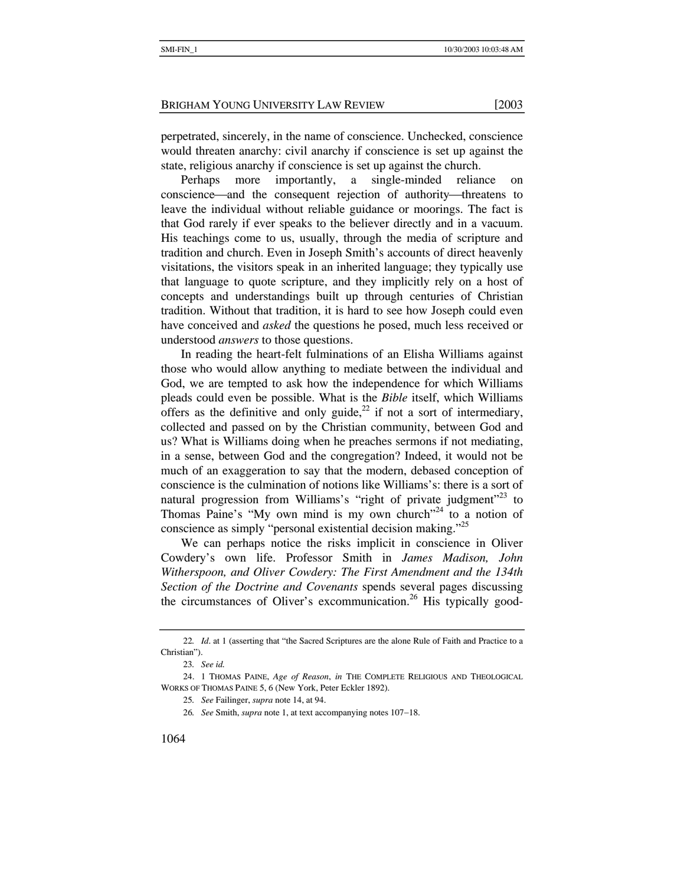perpetrated, sincerely, in the name of conscience. Unchecked, conscience would threaten anarchy: civil anarchy if conscience is set up against the state, religious anarchy if conscience is set up against the church.

Perhaps more importantly, a single-minded reliance on conscience—and the consequent rejection of authority—threatens to leave the individual without reliable guidance or moorings. The fact is that God rarely if ever speaks to the believer directly and in a vacuum. His teachings come to us, usually, through the media of scripture and tradition and church. Even in Joseph Smith's accounts of direct heavenly visitations, the visitors speak in an inherited language; they typically use that language to quote scripture, and they implicitly rely on a host of concepts and understandings built up through centuries of Christian tradition. Without that tradition, it is hard to see how Joseph could even have conceived and *asked* the questions he posed, much less received or understood *answers* to those questions.

In reading the heart-felt fulminations of an Elisha Williams against those who would allow anything to mediate between the individual and God, we are tempted to ask how the independence for which Williams pleads could even be possible. What is the *Bible* itself, which Williams offers as the definitive and only guide,[22] if not a sort of intermediary, collected and passed on by the Christian community, between God and us? What is Williams doing when he preaches sermons if not mediating, in a sense, between God and the congregation? Indeed, it would not be much of an exaggeration to say that the modern, debased conception of conscience is the culmination of notions like Williams's: there is a sort of natural progression from Williams's "right of private judgment"[23] to Thomas Paine's "My own mind is my own church"[24] to a notion of conscience as simply "personal existential decision making."[25]

We can perhaps notice the risks implicit in conscience in Oliver Cowdery's own life. Professor Smith in *James Madison, John Witherspoon, and Oliver Cowdery: The First Amendment and the 134th Section of the Doctrine and Covenants* spends several pages discussing the circumstances of Oliver's excommunication.[26] His typically good-

---

22. *Id.* at 1 (asserting that "the Sacred Scriptures are the alone Rule of Faith and Practice to a Christian").

23. *See id.*

24. 1 THOMAS PAINE, *Age of Reason*, *in* THE COMPLETE RELIGIOUS AND THEOLOGICAL WORKS OF THOMAS PAINE 5, 6 (New York, Peter Eckler 1892).

25. *See* Failinger, *supra* note 14, at 94.

26. *See* Smith, *supra* note 1, at text accompanying notes 107–18.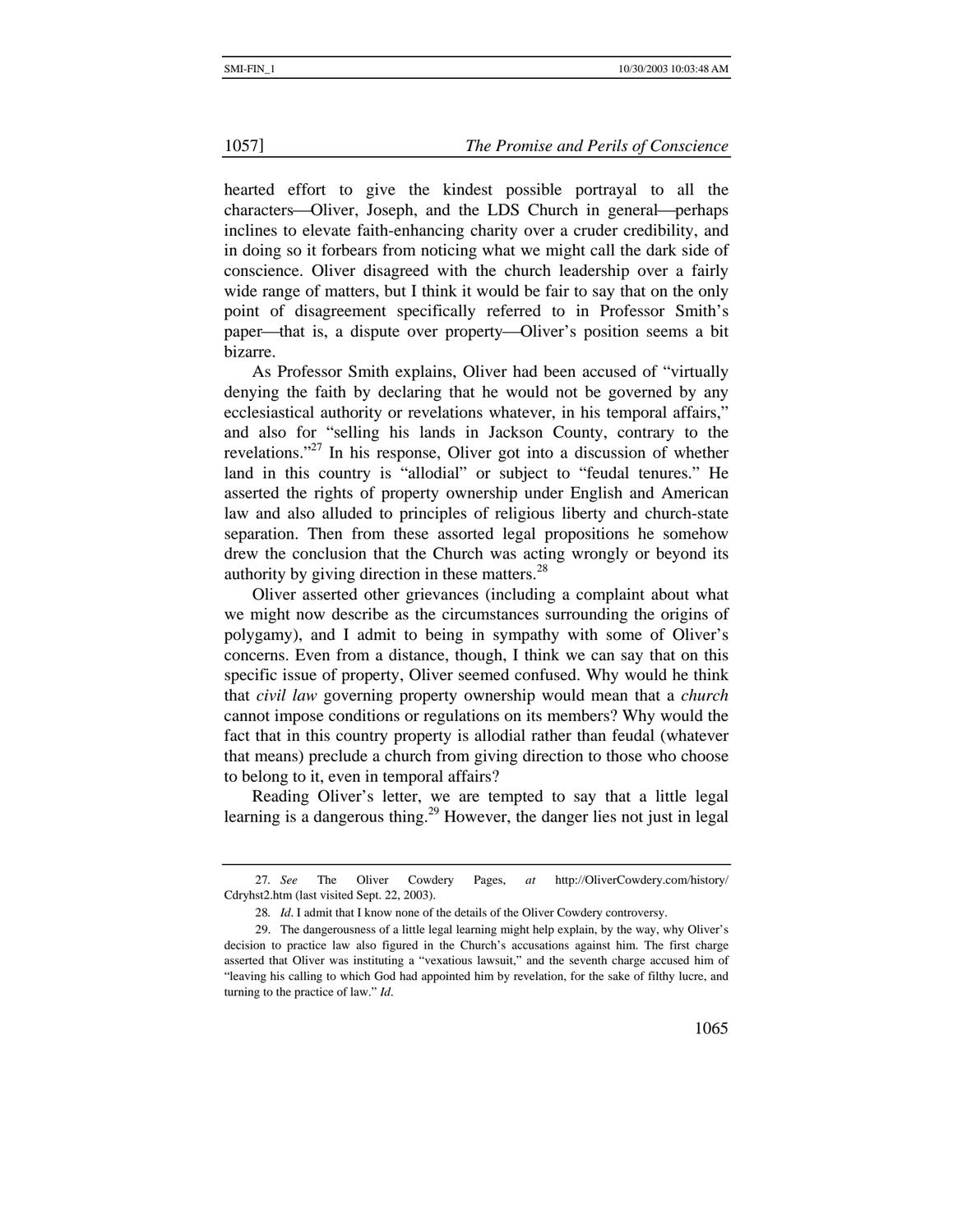hearted effort to give the kindest possible portrayal to all the characters—Oliver, Joseph, and the LDS Church in general—perhaps inclines to elevate faith-enhancing charity over a cruder credibility, and in doing so it forbears from noticing what we might call the dark side of conscience. Oliver disagreed with the church leadership over a fairly wide range of matters, but I think it would be fair to say that on the only point of disagreement specifically referred to in Professor Smith's paper—that is, a dispute over property—Oliver's position seems a bit bizarre.

As Professor Smith explains, Oliver had been accused of "virtually denying the faith by declaring that he would not be governed by any ecclesiastical authority or revelations whatever, in his temporal affairs," and also for "selling his lands in Jackson County, contrary to the revelations."[27] In his response, Oliver got into a discussion of whether land in this country is "allodial" or subject to "feudal tenures." He asserted the rights of property ownership under English and American law and also alluded to principles of religious liberty and church-state separation. Then from these assorted legal propositions he somehow drew the conclusion that the Church was acting wrongly or beyond its authority by giving direction in these matters.[28]

Oliver asserted other grievances (including a complaint about what we might now describe as the circumstances surrounding the origins of polygamy), and I admit to being in sympathy with some of Oliver's concerns. Even from a distance, though, I think we can say that on this specific issue of property, Oliver seemed confused. Why would he think that *civil law* governing property ownership would mean that a *church* cannot impose conditions or regulations on its members? Why would the fact that in this country property is allodial rather than feudal (whatever that means) preclude a church from giving direction to those who choose to belong to it, even in temporal affairs?

Reading Oliver's letter, we are tempted to say that a little legal learning is a dangerous thing.[29] However, the danger lies not just in legal

---

27. *See* The Oliver Cowdery Pages, *at* http://OliverCowdery.com/history/Cdryhst2.htm (last visited Sept. 22, 2003).

28. *Id*. I admit that I know none of the details of the Oliver Cowdery controversy.

29. The dangerousness of a little legal learning might help explain, by the way, why Oliver's decision to practice law also figured in the Church's accusations against him. The first charge asserted that Oliver was instituting a "vexatious lawsuit," and the seventh charge accused him of "leaving his calling to which God had appointed him by revelation, for the sake of filthy lucre, and turning to the practice of law." *Id*.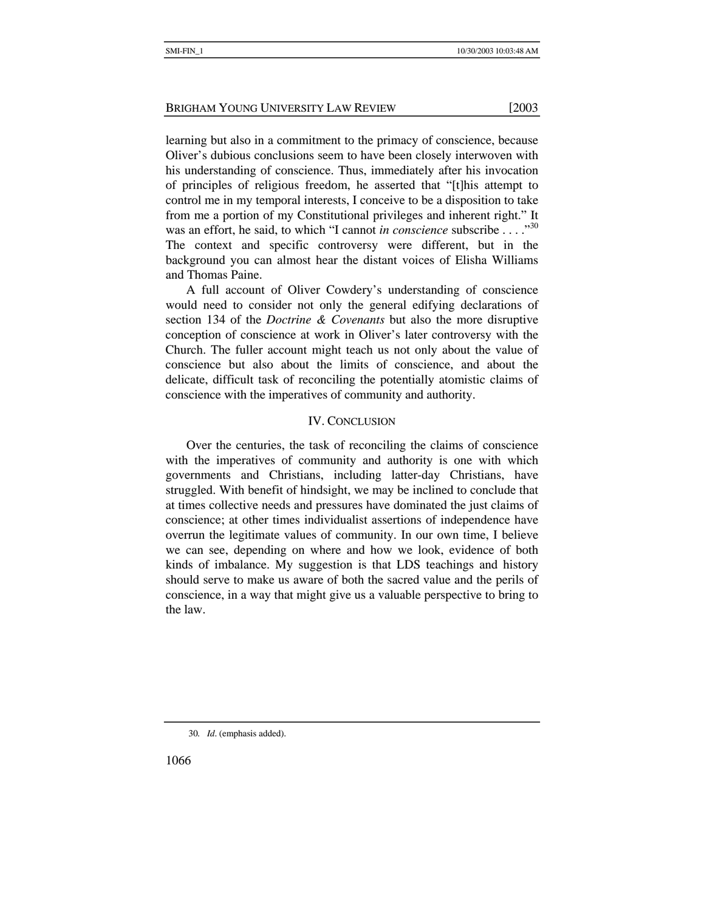learning but also in a commitment to the primacy of conscience, because Oliver's dubious conclusions seem to have been closely interwoven with his understanding of conscience. Thus, immediately after his invocation of principles of religious freedom, he asserted that "[t]his attempt to control me in my temporal interests, I conceive to be a disposition to take from me a portion of my Constitutional privileges and inherent right." It was an effort, he said, to which "I cannot *in conscience* subscribe . . . ."[30] The context and specific controversy were different, but in the background you can almost hear the distant voices of Elisha Williams and Thomas Paine.

A full account of Oliver Cowdery's understanding of conscience would need to consider not only the general edifying declarations of section 134 of the *Doctrine & Covenants* but also the more disruptive conception of conscience at work in Oliver's later controversy with the Church. The fuller account might teach us not only about the value of conscience but also about the limits of conscience, and about the delicate, difficult task of reconciling the potentially atomistic claims of conscience with the imperatives of community and authority.

## IV. CONCLUSION

Over the centuries, the task of reconciling the claims of conscience with the imperatives of community and authority is one with which governments and Christians, including latter-day Christians, have struggled. With benefit of hindsight, we may be inclined to conclude that at times collective needs and pressures have dominated the just claims of conscience; at other times individualist assertions of independence have overrun the legitimate values of community. In our own time, I believe we can see, depending on where and how we look, evidence of both kinds of imbalance. My suggestion is that LDS teachings and history should serve to make us aware of both the sacred value and the perils of conscience, in a way that might give us a valuable perspective to bring to the law.

---

30. *Id*. (emphasis added).